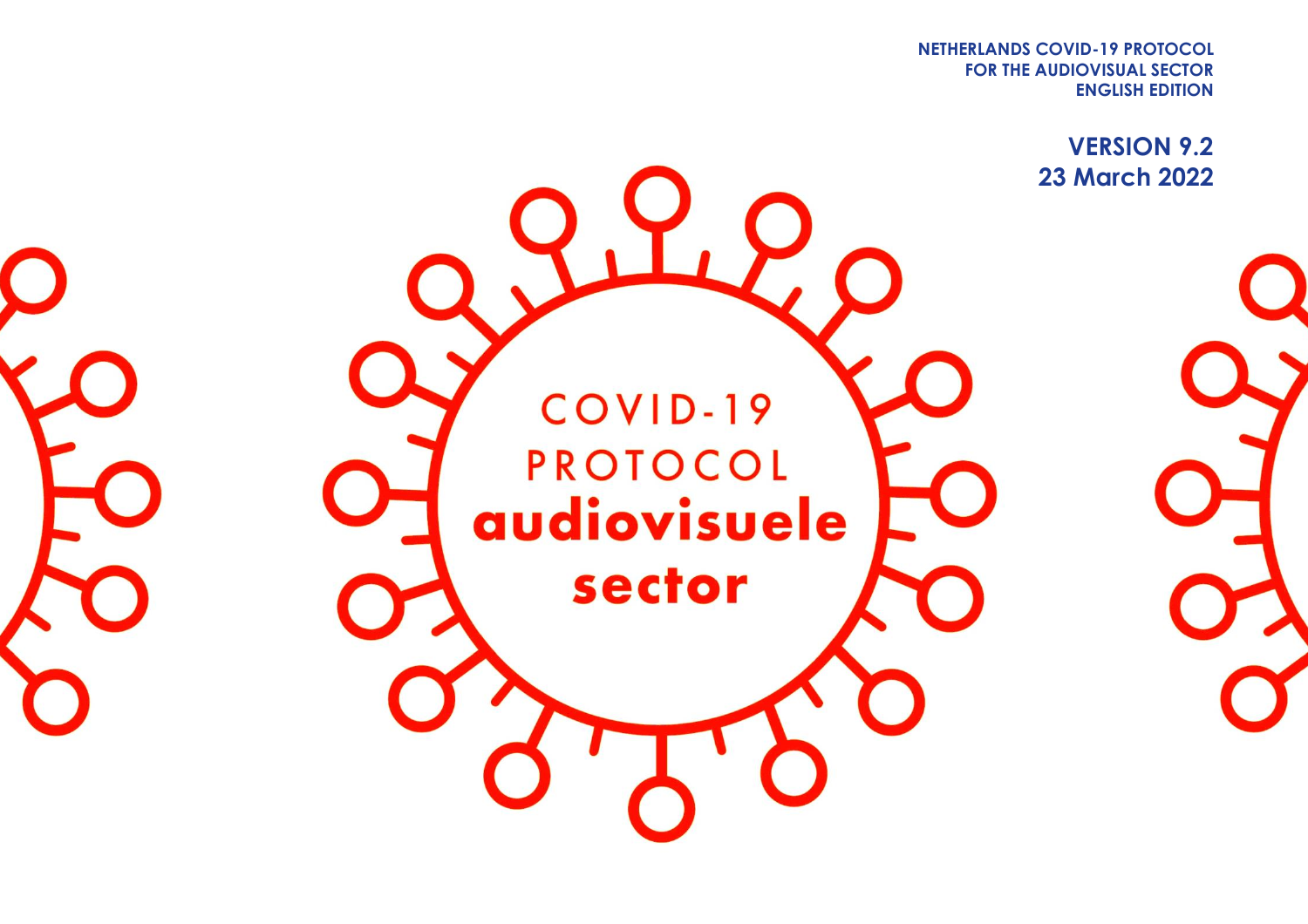**NETHERLANDS COVID-19 PROTOCOL**
**FOR THE AUDIOVISUAL SECTOR**
**ENGLISH EDITION**

**VERSION 9.2**
**23 March 2022**

# COVID-19 PROTOCOL

# audiovisuele sector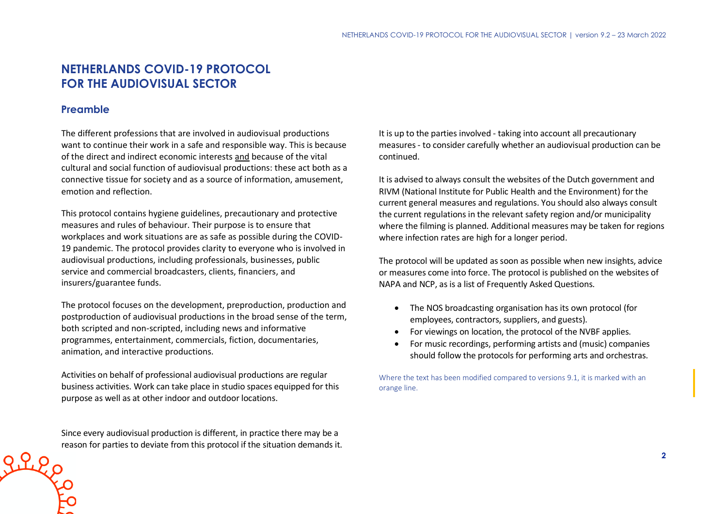# NETHERLANDS COVID-19 PROTOCOL FOR THE AUDIOVISUAL SECTOR

## Preamble

The different professions that are involved in audiovisual productions want to continue their work in a safe and responsible way. This is because of the direct and indirect economic interests and because of the vital cultural and social function of audiovisual productions: these act both as a connective tissue for society and as a source of information, amusement, emotion and reflection.

This protocol contains hygiene guidelines, precautionary and protective measures and rules of behaviour. Their purpose is to ensure that workplaces and work situations are as safe as possible during the COVID-19 pandemic. The protocol provides clarity to everyone who is involved in audiovisual productions, including professionals, businesses, public service and commercial broadcasters, clients, financiers, and insurers/guarantee funds.

The protocol focuses on the development, preproduction, production and postproduction of audiovisual productions in the broad sense of the term, both scripted and non-scripted, including news and informative programmes, entertainment, commercials, fiction, documentaries, animation, and interactive productions.

Activities on behalf of professional audiovisual productions are regular business activities. Work can take place in studio spaces equipped for this purpose as well as at other indoor and outdoor locations.

Since every audiovisual production is different, in practice there may be a reason for parties to deviate from this protocol if the situation demands it.

It is up to the parties involved - taking into account all precautionary measures - to consider carefully whether an audiovisual production can be continued.

It is advised to always consult the websites of the Dutch government and RIVM (National Institute for Public Health and the Environment) for the current general measures and regulations. You should also always consult the current regulations in the relevant safety region and/or municipality where the filming is planned. Additional measures may be taken for regions where infection rates are high for a longer period.

The protocol will be updated as soon as possible when new insights, advice or measures come into force. The protocol is published on the websites of NAPA and NCP, as is a list of Frequently Asked Questions.

- The NOS broadcasting organisation has its own protocol (for employees, contractors, suppliers, and guests).
- For viewings on location, the protocol of the NVBF applies.
- For music recordings, performing artists and (music) companies should follow the protocols for performing arts and orchestras.

Where the text has been modified compared to versions 9.1, it is marked with an orange line.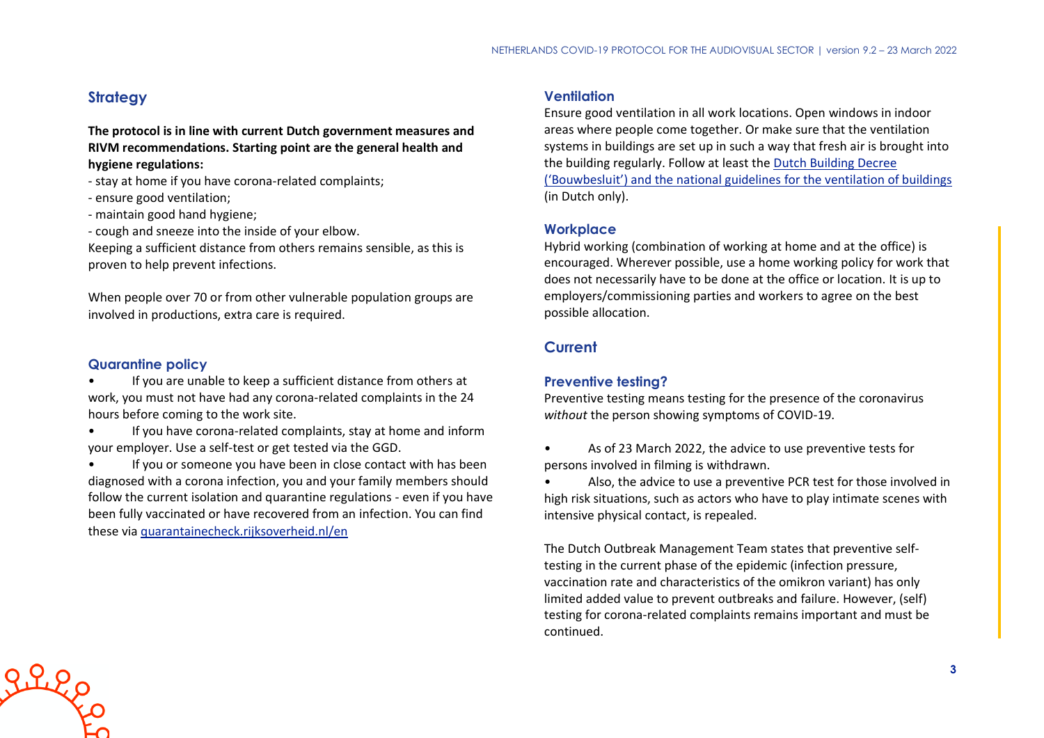## Strategy

**The protocol is in line with current Dutch government measures and RIVM recommendations. Starting point are the general health and hygiene regulations:**

- stay at home if you have corona-related complaints;
- ensure good ventilation;
- maintain good hand hygiene;
- cough and sneeze into the inside of your elbow.

Keeping a sufficient distance from others remains sensible, as this is proven to help prevent infections.

When people over 70 or from other vulnerable population groups are involved in productions, extra care is required.

### Quarantine policy

- If you are unable to keep a sufficient distance from others at work, you must not have had any corona-related complaints in the 24 hours before coming to the work site.
- If you have corona-related complaints, stay at home and inform your employer. Use a self-test or get tested via the GGD.
- If you or someone you have been in close contact with has been diagnosed with a corona infection, you and your family members should follow the current isolation and quarantine regulations - even if you have been fully vaccinated or have recovered from an infection. You can find these via [quarantainecheck.rijksoverheid.nl/en](quarantainecheck.rijksoverheid.nl/en)

### Ventilation

Ensure good ventilation in all work locations. Open windows in indoor areas where people come together. Or make sure that the ventilation systems in buildings are set up in such a way that fresh air is brought into the building regularly. Follow at least the Dutch Building Decree ('Bouwbesluit') and the national guidelines for the ventilation of buildings (in Dutch only).

### Workplace

Hybrid working (combination of working at home and at the office) is encouraged. Wherever possible, use a home working policy for work that does not necessarily have to be done at the office or location. It is up to employers/commissioning parties and workers to agree on the best possible allocation.

## Current

### Preventive testing?

Preventive testing means testing for the presence of the coronavirus *without* the person showing symptoms of COVID-19.

- As of 23 March 2022, the advice to use preventive tests for persons involved in filming is withdrawn.
- Also, the advice to use a preventive PCR test for those involved in high risk situations, such as actors who have to play intimate scenes with intensive physical contact, is repealed.

The Dutch Outbreak Management Team states that preventive self-testing in the current phase of the epidemic (infection pressure, vaccination rate and characteristics of the omikron variant) has only limited added value to prevent outbreaks and failure. However, (self) testing for corona-related complaints remains important and must be continued.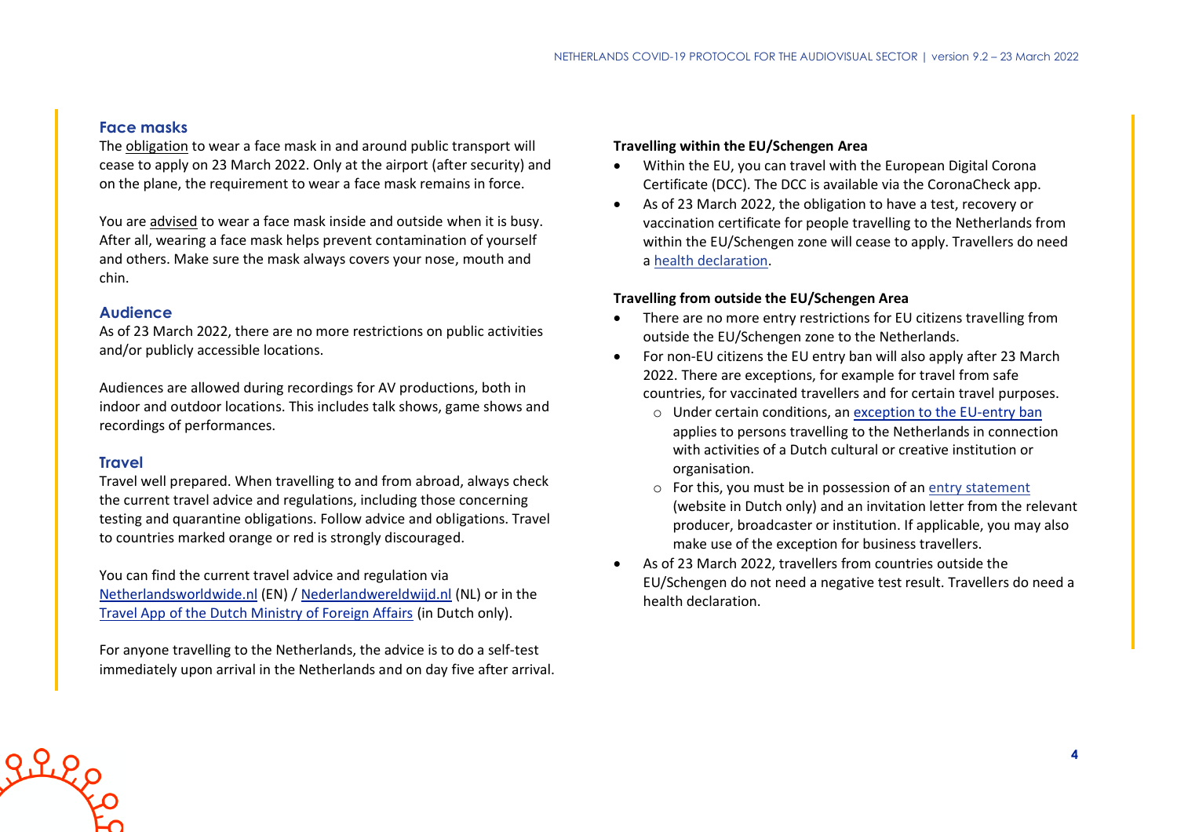## Face masks

The obligation to wear a face mask in and around public transport will cease to apply on 23 March 2022. Only at the airport (after security) and on the plane, the requirement to wear a face mask remains in force.

You are advised to wear a face mask inside and outside when it is busy. After all, wearing a face mask helps prevent contamination of yourself and others. Make sure the mask always covers your nose, mouth and chin.

## Audience

As of 23 March 2022, there are no more restrictions on public activities and/or publicly accessible locations.

Audiences are allowed during recordings for AV productions, both in indoor and outdoor locations. This includes talk shows, game shows and recordings of performances.

## Travel

Travel well prepared. When travelling to and from abroad, always check the current travel advice and regulations, including those concerning testing and quarantine obligations. Follow advice and obligations. Travel to countries marked orange or red is strongly discouraged.

You can find the current travel advice and regulation via Netherlandsworldwide.nl (EN) / Nederlandwereldwijd.nl (NL) or in the Travel App of the Dutch Ministry of Foreign Affairs (in Dutch only).

For anyone travelling to the Netherlands, the advice is to do a self-test immediately upon arrival in the Netherlands and on day five after arrival.

**Travelling within the EU/Schengen Area**

- Within the EU, you can travel with the European Digital Corona Certificate (DCC). The DCC is available via the CoronaCheck app.
- As of 23 March 2022, the obligation to have a test, recovery or vaccination certificate for people travelling to the Netherlands from within the EU/Schengen zone will cease to apply. Travellers do need a health declaration.

**Travelling from outside the EU/Schengen Area**

- There are no more entry restrictions for EU citizens travelling from outside the EU/Schengen zone to the Netherlands.
- For non-EU citizens the EU entry ban will also apply after 23 March 2022. There are exceptions, for example for travel from safe countries, for vaccinated travellers and for certain travel purposes.
  - Under certain conditions, an exception to the EU-entry ban applies to persons travelling to the Netherlands in connection with activities of a Dutch cultural or creative institution or organisation.
  - For this, you must be in possession of an entry statement (website in Dutch only) and an invitation letter from the relevant producer, broadcaster or institution. If applicable, you may also make use of the exception for business travellers.
- As of 23 March 2022, travellers from countries outside the EU/Schengen do not need a negative test result. Travellers do need a health declaration.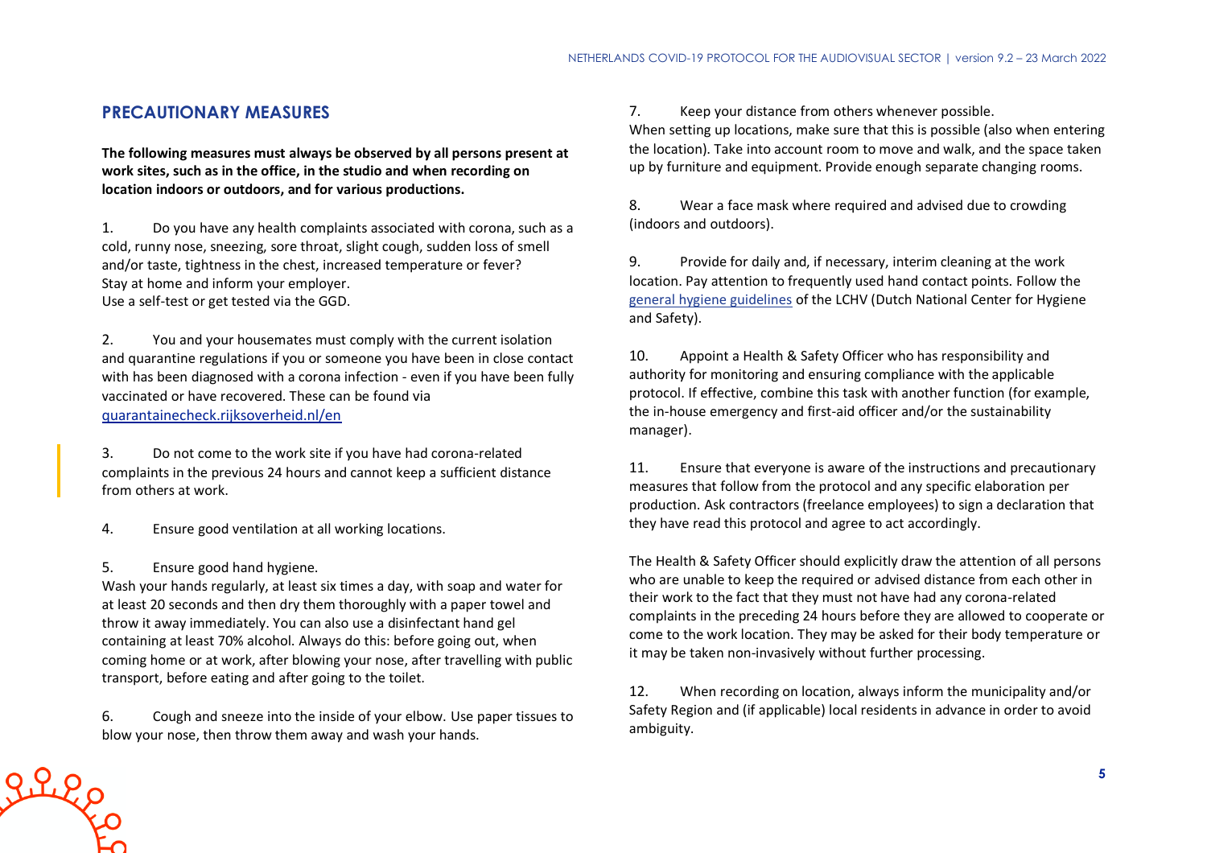## PRECAUTIONARY MEASURES

**The following measures must always be observed by all persons present at work sites, such as in the office, in the studio and when recording on location indoors or outdoors, and for various productions.**

1. Do you have any health complaints associated with corona, such as a cold, runny nose, sneezing, sore throat, slight cough, sudden loss of smell and/or taste, tightness in the chest, increased temperature or fever? Stay at home and inform your employer. Use a self-test or get tested via the GGD.

2. You and your housemates must comply with the current isolation and quarantine regulations if you or someone you have been in close contact with has been diagnosed with a corona infection - even if you have been fully vaccinated or have recovered. These can be found via [quarantainecheck.rijksoverheid.nl/en](quarantainecheck.rijksoverheid.nl/en)

3. Do not come to the work site if you have had corona-related complaints in the previous 24 hours and cannot keep a sufficient distance from others at work.

4. Ensure good ventilation at all working locations.

5. Ensure good hand hygiene.
Wash your hands regularly, at least six times a day, with soap and water for at least 20 seconds and then dry them thoroughly with a paper towel and throw it away immediately. You can also use a disinfectant hand gel containing at least 70% alcohol. Always do this: before going out, when coming home or at work, after blowing your nose, after travelling with public transport, before eating and after going to the toilet.

6. Cough and sneeze into the inside of your elbow. Use paper tissues to blow your nose, then throw them away and wash your hands.

7. Keep your distance from others whenever possible.
When setting up locations, make sure that this is possible (also when entering the location). Take into account room to move and walk, and the space taken up by furniture and equipment. Provide enough separate changing rooms.

8. Wear a face mask where required and advised due to crowding (indoors and outdoors).

9. Provide for daily and, if necessary, interim cleaning at the work location. Pay attention to frequently used hand contact points. Follow the general hygiene guidelines of the LCHV (Dutch National Center for Hygiene and Safety).

10. Appoint a Health & Safety Officer who has responsibility and authority for monitoring and ensuring compliance with the applicable protocol. If effective, combine this task with another function (for example, the in-house emergency and first-aid officer and/or the sustainability manager).

11. Ensure that everyone is aware of the instructions and precautionary measures that follow from the protocol and any specific elaboration per production. Ask contractors (freelance employees) to sign a declaration that they have read this protocol and agree to act accordingly.

The Health & Safety Officer should explicitly draw the attention of all persons who are unable to keep the required or advised distance from each other in their work to the fact that they must not have had any corona-related complaints in the preceding 24 hours before they are allowed to cooperate or come to the work location. They may be asked for their body temperature or it may be taken non-invasively without further processing.

12. When recording on location, always inform the municipality and/or Safety Region and (if applicable) local residents in advance in order to avoid ambiguity.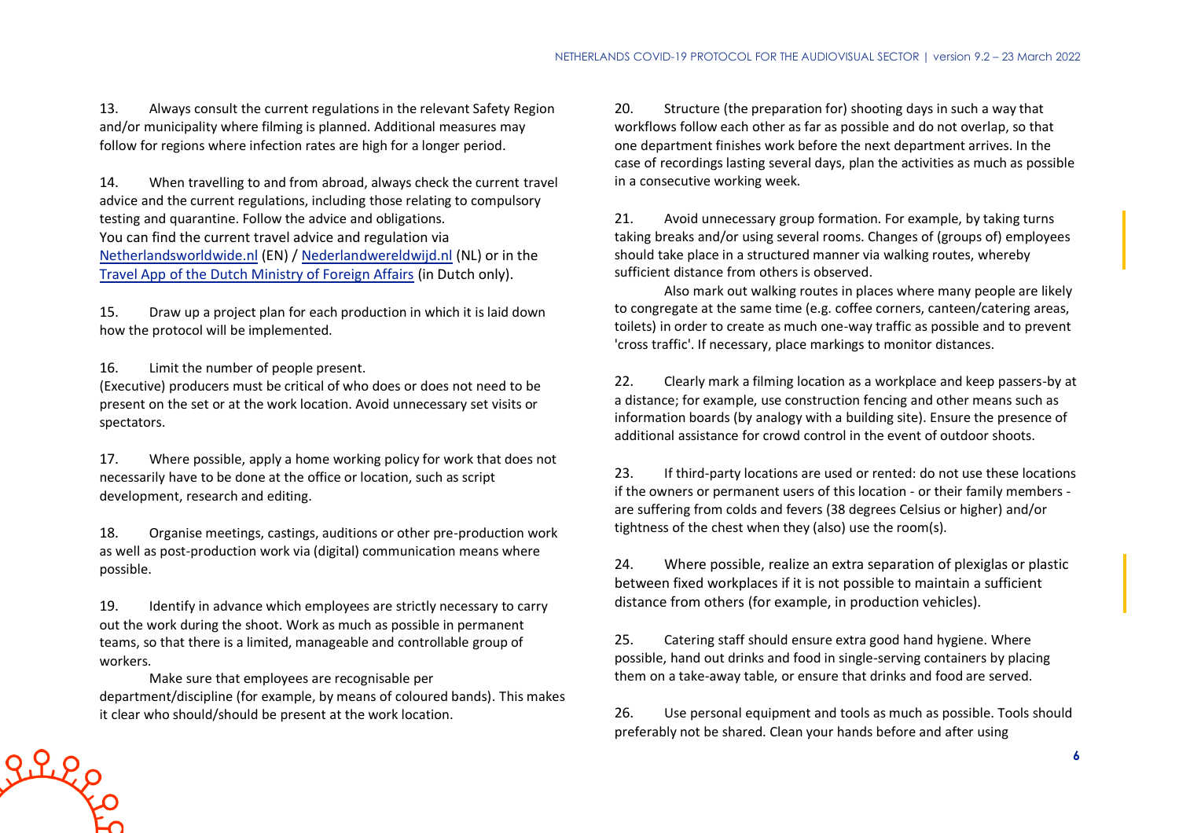13. Always consult the current regulations in the relevant Safety Region and/or municipality where filming is planned. Additional measures may follow for regions where infection rates are high for a longer period.

14. When travelling to and from abroad, always check the current travel advice and the current regulations, including those relating to compulsory testing and quarantine. Follow the advice and obligations.
You can find the current travel advice and regulation via Netherlandsworldwide.nl (EN) / Nederlandwereldwijd.nl (NL) or in the Travel App of the Dutch Ministry of Foreign Affairs (in Dutch only).

15. Draw up a project plan for each production in which it is laid down how the protocol will be implemented.

16. Limit the number of people present.
(Executive) producers must be critical of who does or does not need to be present on the set or at the work location. Avoid unnecessary set visits or spectators.

17. Where possible, apply a home working policy for work that does not necessarily have to be done at the office or location, such as script development, research and editing.

18. Organise meetings, castings, auditions or other pre-production work as well as post-production work via (digital) communication means where possible.

19. Identify in advance which employees are strictly necessary to carry out the work during the shoot. Work as much as possible in permanent teams, so that there is a limited, manageable and controllable group of workers.
Make sure that employees are recognisable per department/discipline (for example, by means of coloured bands). This makes it clear who should/should be present at the work location.

20. Structure (the preparation for) shooting days in such a way that workflows follow each other as far as possible and do not overlap, so that one department finishes work before the next department arrives. In the case of recordings lasting several days, plan the activities as much as possible in a consecutive working week.

21. Avoid unnecessary group formation. For example, by taking turns taking breaks and/or using several rooms. Changes of (groups of) employees should take place in a structured manner via walking routes, whereby sufficient distance from others is observed.
Also mark out walking routes in places where many people are likely to congregate at the same time (e.g. coffee corners, canteen/catering areas, toilets) in order to create as much one-way traffic as possible and to prevent 'cross traffic'. If necessary, place markings to monitor distances.

22. Clearly mark a filming location as a workplace and keep passers-by at a distance; for example, use construction fencing and other means such as information boards (by analogy with a building site). Ensure the presence of additional assistance for crowd control in the event of outdoor shoots.

23. If third-party locations are used or rented: do not use these locations if the owners or permanent users of this location - or their family members - are suffering from colds and fevers (38 degrees Celsius or higher) and/or tightness of the chest when they (also) use the room(s).

24. Where possible, realize an extra separation of plexiglas or plastic between fixed workplaces if it is not possible to maintain a sufficient distance from others (for example, in production vehicles).

25. Catering staff should ensure extra good hand hygiene. Where possible, hand out drinks and food in single-serving containers by placing them on a take-away table, or ensure that drinks and food are served.

26. Use personal equipment and tools as much as possible. Tools should preferably not be shared. Clean your hands before and after using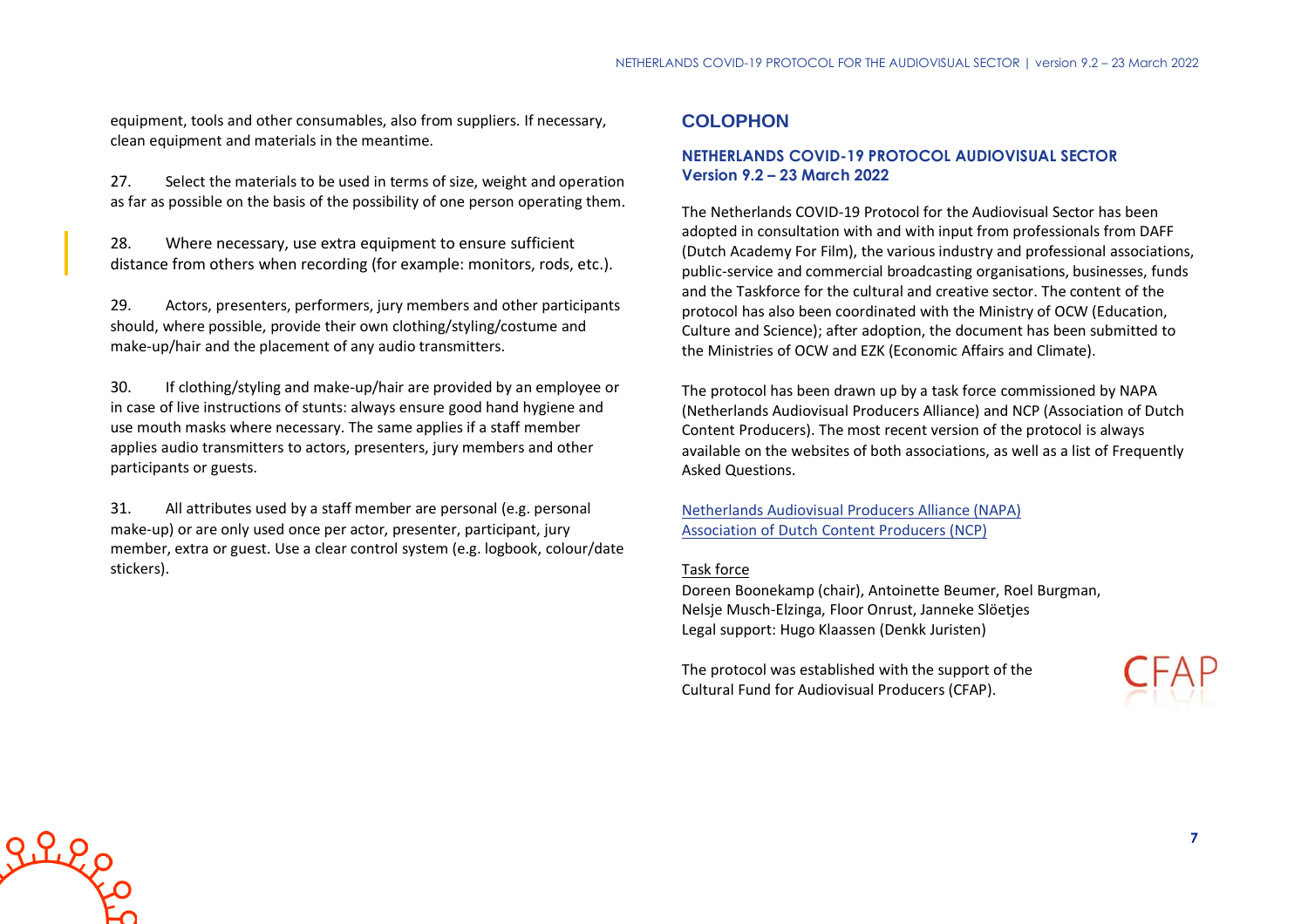equipment, tools and other consumables, also from suppliers. If necessary, clean equipment and materials in the meantime.

27. Select the materials to be used in terms of size, weight and operation as far as possible on the basis of the possibility of one person operating them.

28. Where necessary, use extra equipment to ensure sufficient distance from others when recording (for example: monitors, rods, etc.).

29. Actors, presenters, performers, jury members and other participants should, where possible, provide their own clothing/styling/costume and make-up/hair and the placement of any audio transmitters.

30. If clothing/styling and make-up/hair are provided by an employee or in case of live instructions of stunts: always ensure good hand hygiene and use mouth masks where necessary. The same applies if a staff member applies audio transmitters to actors, presenters, jury members and other participants or guests.

31. All attributes used by a staff member are personal (e.g. personal make-up) or are only used once per actor, presenter, participant, jury member, extra or guest. Use a clear control system (e.g. logbook, colour/date stickers).

## COLOPHON

### NETHERLANDS COVID-19 PROTOCOL AUDIOVISUAL SECTOR Version 9.2 – 23 March 2022

The Netherlands COVID-19 Protocol for the Audiovisual Sector has been adopted in consultation with and with input from professionals from DAFF (Dutch Academy For Film), the various industry and professional associations, public-service and commercial broadcasting organisations, businesses, funds and the Taskforce for the cultural and creative sector. The content of the protocol has also been coordinated with the Ministry of OCW (Education, Culture and Science); after adoption, the document has been submitted to the Ministries of OCW and EZK (Economic Affairs and Climate).

The protocol has been drawn up by a task force commissioned by NAPA (Netherlands Audiovisual Producers Alliance) and NCP (Association of Dutch Content Producers). The most recent version of the protocol is always available on the websites of both associations, as well as a list of Frequently Asked Questions.

Netherlands Audiovisual Producers Alliance (NAPA)
Association of Dutch Content Producers (NCP)

Task force
Doreen Boonekamp (chair), Antoinette Beumer, Roel Burgman, Nelsje Musch-Elzinga, Floor Onrust, Janneke Slöetjes
Legal support: Hugo Klaassen (Denkk Juristen)

The protocol was established with the support of the Cultural Fund for Audiovisual Producers (CFAP).

CFAP